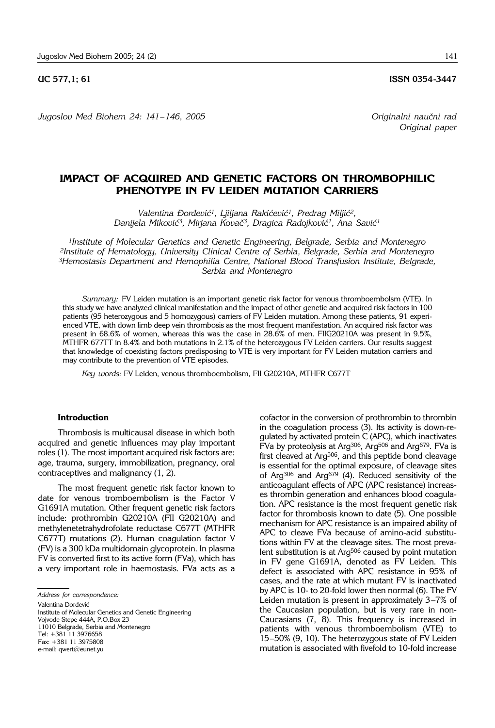UC 577,1; 61 ISSN 0354-3447

*Jugoslov Med Biohem 24: 141–146, 2005*

*Originalni naučni rad*
*Original paper*

# IMPACT OF ACQUIRED AND GENETIC FACTORS ON THROMBOPHILIC PHENOTYPE IN FV LEIDEN MUTATION CARRIERS

*Valentina Đorđević[1], Ljiljana Rakićević[1], Predrag Miljić[2], Danijela Miković[3], Mirjana Kovač[3], Dragica Radojković[1], Ana Savić[1]*

[1]Institute of Molecular Genetics and Genetic Engineering, Belgrade, Serbia and Montenegro
[2]Institute of Hematology, University Clinical Centre of Serbia, Belgrade, Serbia and Montenegro
[3]Hemostasis Department and Hemophilia Centre, National Blood Transfusion Institute, Belgrade, Serbia and Montenegro

*Summary:* FV Leiden mutation is an important genetic risk factor for venous thromboembolism (VTE). In this study we have analyzed clinical manifestation and the impact of other genetic and acquired risk factors in 100 patients (95 heterozygous and 5 homozygous) carriers of FV Leiden mutation. Among these patients, 91 experienced VTE, with down limb deep vein thrombosis as the most frequent manifestation. An acquired risk factor was present in 68.6% of women, whereas this was the case in 28.6% of men. FIIG20210A was present in 9.5%, MTHFR 677TT in 8.4% and both mutations in 2.1% of the heterozygous FV Leiden carriers. Our results suggest that knowledge of coexisting factors predisposing to VTE is very important for FV Leiden mutation carriers and may contribute to the prevention of VTE episodes.

*Key words:* FV Leiden, venous thromboembolism, FII G20210A, MTHFR C677T

## Introduction

Thrombosis is multicausal disease in which both acquired and genetic influences may play important roles (1). The most important acquired risk factors are: age, trauma, surgery, immobilization, pregnancy, oral contraceptives and malignancy (1, 2).

The most frequent genetic risk factor known to date for venous tromboembolism is the Factor V G1691A mutation. Other frequent genetic risk factors include: prothrombin G20210A (FII G20210A) and methylenetetrahydrofolate reductase C677T (MTHFR C677T) mutations (2). Human coagulation factor V (FV) is a 300 kDa multidomain glycoprotein. In plasma FV is converted first to its active form (FVa), which has a very important role in haemostasis. FVa acts as a cofactor in the conversion of prothrombin to thrombin in the coagulation process (3). Its activity is down-regulated by activated protein C (APC), which inactivates FVa by proteolysis at $Arg^{306}$, $Arg^{506}$ and $Arg^{679}$. FVa is first cleaved at $Arg^{506}$, and this peptide bond cleavage is essential for the optimal exposure, of cleavage sites of $Arg^{306}$ and $Arg^{679}$ (4). Reduced sensitivity of the anticoagulant effects of APC (APC resistance) increases thrombin generation and enhances blood coagulation. APC resistance is the most frequent genetic risk factor for thrombosis known to date (5). One possible mechanism for APC resistance is an impaired ability of APC to cleave FVa because of amino-acid substitutions within FV at the cleavage sites. The most prevalent substitution is at $Arg^{506}$ caused by point mutation in FV gene G1691A, denoted as FV Leiden. This defect is associated with APC resistance in 95% of cases, and the rate at which mutant FV is inactivated by APC is 10- to 20-fold lower then normal (6). The FV Leiden mutation is present in approximately 3–7% of the Caucasian population, but is very rare in non-Caucasians (7, 8). This frequency is increased in patients with venous thromboembolism (VTE) to 15–50% (9, 10). The heterozygous state of FV Leiden mutation is associated with fivefold to 10-fold increase

*Address for correspondence:*
Valentina Đorđević
Institute of Molecular Genetics and Genetic Engineering
Vojvode Stepe 444A, P.O.Box 23
11010 Belgrade, Serbia and Montenegro
Tel: +381 11 3976658
Fax: +381 11 3975808
e-mail: qwert@eunet.yu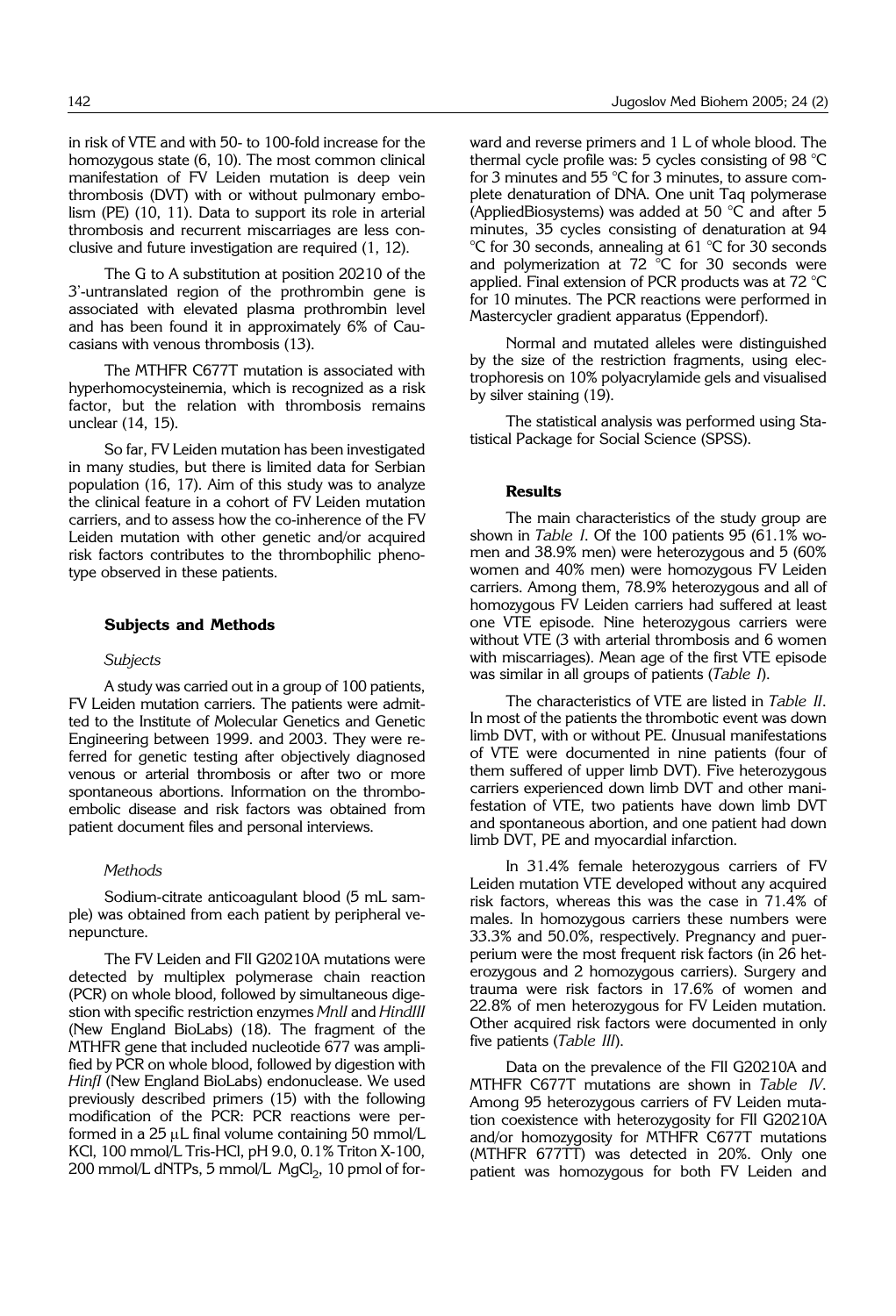in risk of VTE and with 50- to 100-fold increase for the homozygous state (6, 10). The most common clinical manifestation of FV Leiden mutation is deep vein thrombosis (DVT) with or without pulmonary embolism (PE) (10, 11). Data to support its role in arterial thrombosis and recurrent miscarriages are less conclusive and future investigation are required (1, 12).

The G to A substitution at position 20210 of the 3'-untranslated region of the prothrombin gene is associated with elevated plasma prothrombin level and has been found it in approximately 6% of Caucasians with venous thrombosis (13).

The MTHFR C677T mutation is associated with hyperhomocysteinemia, which is recognized as a risk factor, but the relation with thrombosis remains unclear (14, 15).

So far, FV Leiden mutation has been investigated in many studies, but there is limited data for Serbian population (16, 17). Aim of this study was to analyze the clinical feature in a cohort of FV Leiden mutation carriers, and to assess how the co-inherence of the FV Leiden mutation with other genetic and/or acquired risk factors contributes to the thrombophilic phenotype observed in these patients.

## Subjects and Methods

### *Subjects*

A study was carried out in a group of 100 patients, FV Leiden mutation carriers. The patients were admitted to the Institute of Molecular Genetics and Genetic Engineering between 1999. and 2003. They were referred for genetic testing after objectively diagnosed venous or arterial thrombosis or after two or more spontaneous abortions. Information on the thromboembolic disease and risk factors was obtained from patient document files and personal interviews.

### *Methods*

Sodium-citrate anticoagulant blood (5 mL sample) was obtained from each patient by peripheral venepuncture.

The FV Leiden and FII G20210A mutations were detected by multiplex polymerase chain reaction (PCR) on whole blood, followed by simultaneous digestion with specific restriction enzymes *MnlI* and *HindIII* (New England BioLabs) (18). The fragment of the MTHFR gene that included nucleotide 677 was amplified by PCR on whole blood, followed by digestion with *HinfI* (New England BioLabs) endonuclease. We used previously described primers (15) with the following modification of the PCR: PCR reactions were performed in a 25 μL final volume containing 50 mmol/L KCl, 100 mmol/L Tris-HCl, pH 9.0, 0.1% Triton X-100, 200 mmol/L dNTPs, 5 mmol/L $MgCl_2$, 10 pmol of forward and reverse primers and 1 L of whole blood. The thermal cycle profile was: 5 cycles consisting of 98 °C for 3 minutes and 55 °C for 3 minutes, to assure complete denaturation of DNA. One unit Taq polymerase (AppliedBiosystems) was added at 50 °C and after 5 minutes, 35 cycles consisting of denaturation at 94 °C for 30 seconds, annealing at 61 °C for 30 seconds and polymerization at 72 °C for 30 seconds were applied. Final extension of PCR products was at 72 °C for 10 minutes. The PCR reactions were performed in Mastercycler gradient apparatus (Eppendorf).

Normal and mutated alleles were distinguished by the size of the restriction fragments, using electrophoresis on 10% polyacrylamide gels and visualised by silver staining (19).

The statistical analysis was performed using Statistical Package for Social Science (SPSS).

## Results

The main characteristics of the study group are shown in *Table I*. Of the 100 patients 95 (61.1% women and 38.9% men) were heterozygous and 5 (60% women and 40% men) were homozygous FV Leiden carriers. Among them, 78.9% heterozygous and all of homozygous FV Leiden carriers had suffered at least one VTE episode. Nine heterozygous carriers were without VTE (3 with arterial thrombosis and 6 women with miscarriages). Mean age of the first VTE episode was similar in all groups of patients (*Table I*).

The characteristics of VTE are listed in *Table II*. In most of the patients the thrombotic event was down limb DVT, with or without PE. Unusual manifestations of VTE were documented in nine patients (four of them suffered of upper limb DVT). Five heterozygous carriers experienced down limb DVT and other manifestation of VTE, two patients have down limb DVT and spontaneous abortion, and one patient had down limb DVT, PE and myocardial infarction.

In 31.4% female heterozygous carriers of FV Leiden mutation VTE developed without any acquired risk factors, whereas this was the case in 71.4% of males. In homozygous carriers these numbers were 33.3% and 50.0%, respectively. Pregnancy and puerperium were the most frequent risk factors (in 26 heterozygous and 2 homozygous carriers). Surgery and trauma were risk factors in 17.6% of women and 22.8% of men heterozygous for FV Leiden mutation. Other acquired risk factors were documented in only five patients (*Table III*).

Data on the prevalence of the FII G20210A and MTHFR C677T mutations are shown in *Table IV*. Among 95 heterozygous carriers of FV Leiden mutation coexistence with heterozygosity for FII G20210A and/or homozygosity for MTHFR C677T mutations (MTHFR 677TT) was detected in 20%. Only one patient was homozygous for both FV Leiden and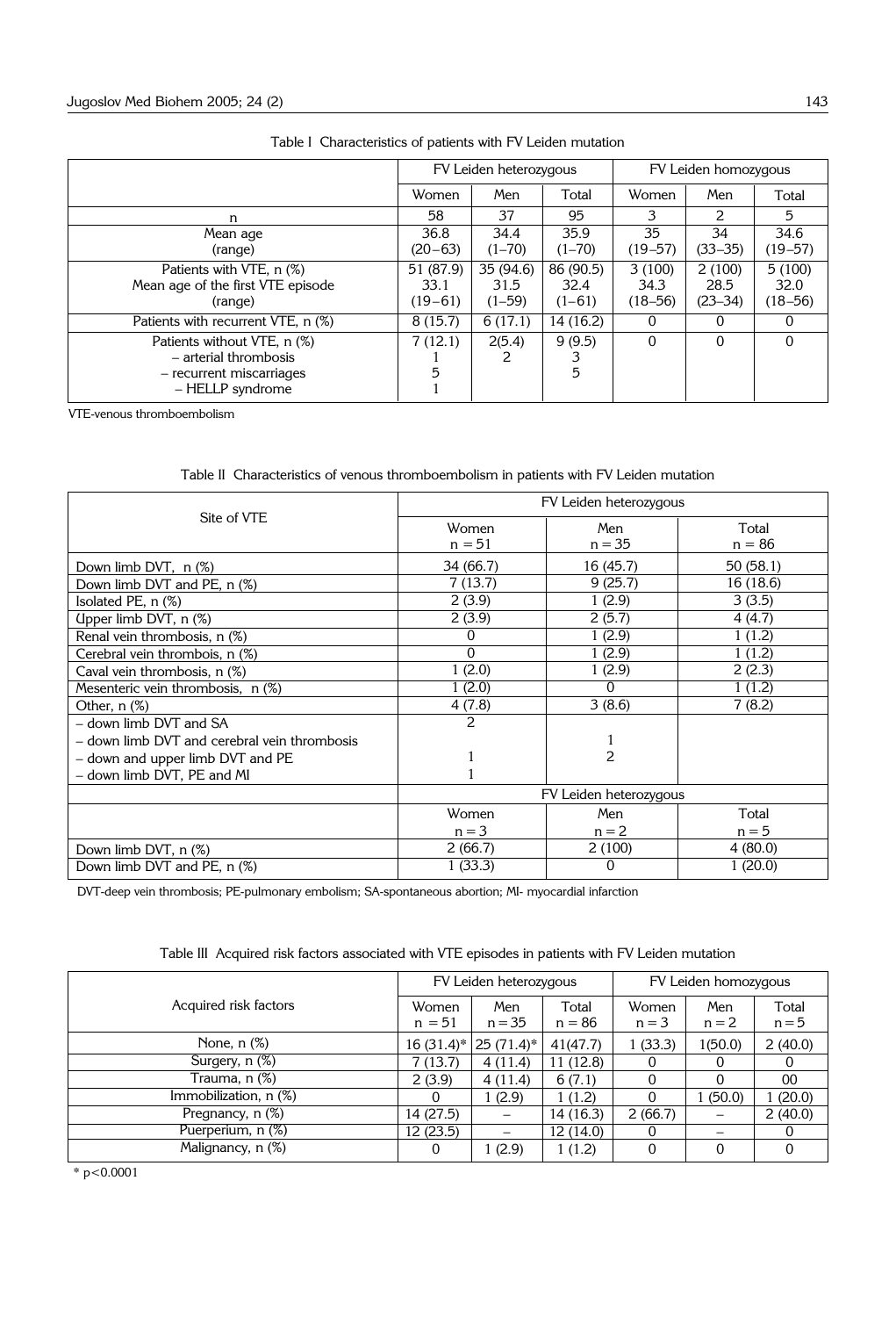Table I Characteristics of patients with FV Leiden mutation

| | FV Leiden heterozygous | | | FV Leiden homozygous | | |
|---|---|---|---|---|---|---|
| | Women | Men | Total | Women | Men | Total |
| n | 58 | 37 | 95 | 3 | 2 | 5 |
| Mean age (range) | 36.8 (20–63) | 34.4 (1–70) | 35.9 (1–70) | 35 (19–57) | 34 (33–35) | 34.6 (19–57) |
| Patients with VTE, n (%) | 51 (87.9) | 35 (94.6) | 86 (90.5) | 3 (100) | 2 (100) | 5 (100) |
| Mean age of the first VTE episode (range) | 33.1 (19–61) | 31.5 (1–59) | 32.4 (1–61) | 34.3 (18–56) | 28.5 (23–34) | 32.0 (18–56) |
| Patients with recurrent VTE, n (%) | 8 (15.7) | 6 (17.1) | 14 (16.2) | 0 | 0 | 0 |
| Patients without VTE, n (%) | 7 (12.1) | 2(5.4) | 9 (9.5) | 0 | 0 | 0 |
| – arterial thrombosis | 1 | 2 | 3 | | | |
| – recurrent miscarriages | 5 | | 5 | | | |
| – HELLP syndrome | 1 | | | | | |

VTE-venous thromboembolism

Table II Characteristics of venous thromboembolism in patients with FV Leiden mutation

| Site of VTE | FV Leiden heterozygous | | |
|---|---|---|---|
| | Women n = 51 | Men n = 35 | Total n = 86 |
| Down limb DVT, n (%) | 34 (66.7) | 16 (45.7) | 50 (58.1) |
| Down limb DVT and PE, n (%) | 7 (13.7) | 9 (25.7) | 16 (18.6) |
| Isolated PE, n (%) | 2 (3.9) | 1 (2.9) | 3 (3.5) |
| Upper limb DVT, n (%) | 2 (3.9) | 2 (5.7) | 4 (4.7) |
| Renal vein thrombosis, n (%) | 0 | 1 (2.9) | 1 (1.2) |
| Cerebral vein thrombois, n (%) | 0 | 1 (2.9) | 1 (1.2) |
| Caval vein thrombosis, n (%) | 1 (2.0) | 1 (2.9) | 2 (2.3) |
| Mesenteric vein thrombosis, n (%) | 1 (2.0) | 0 | 1 (1.2) |
| Other, n (%) | 4 (7.8) | 3 (8.6) | 7 (8.2) |
| – down limb DVT and SA | 2 | | |
| – down limb DVT and cerebral vein thrombosis | | 1 | |
| – down and upper limb DVT and PE | 1 | 2 | |
| – down limb DVT, PE and MI | 1 | | |
| | FV Leiden heterozygous | | |
| | Women n = 3 | Men n = 2 | Total n = 5 |
| Down limb DVT, n (%) | 2 (66.7) | 2 (100) | 4 (80.0) |
| Down limb DVT and PE, n (%) | 1 (33.3) | 0 | 1 (20.0) |

DVT-deep vein thrombosis; PE-pulmonary embolism; SA-spontaneous abortion; MI- myocardial infarction

Table III Acquired risk factors associated with VTE episodes in patients with FV Leiden mutation

| Acquired risk factors | FV Leiden heterozygous | | | FV Leiden homozygous | | |
|---|---|---|---|---|---|---|
| | Women n = 51 | Men n = 35 | Total n = 86 | Women n = 3 | Men n = 2 | Total n = 5 |
| None, n (%) | 16 (31.4)* | 25 (71.4)* | 41(47.7) | 1 (33.3) | 1(50.0) | 2 (40.0) |
| Surgery, n (%) | 7 (13.7) | 4 (11.4) | 11 (12.8) | 0 | 0 | 0 |
| Trauma, n (%) | 2 (3.9) | 4 (11.4) | 6 (7.1) | 0 | 0 | 00 |
| Immobilization, n (%) | 0 | 1 (2.9) | 1 (1.2) | 0 | 1 (50.0) | 1 (20.0) |
| Pregnancy, n (%) | 14 (27.5) | – | 14 (16.3) | 2 (66.7) | – | 2 (40.0) |
| Puerperium, n (%) | 12 (23.5) | – | 12 (14.0) | 0 | – | 0 |
| Malignancy, n (%) | 0 | 1 (2.9) | 1 (1.2) | 0 | 0 | 0 |

\* $p<0.0001$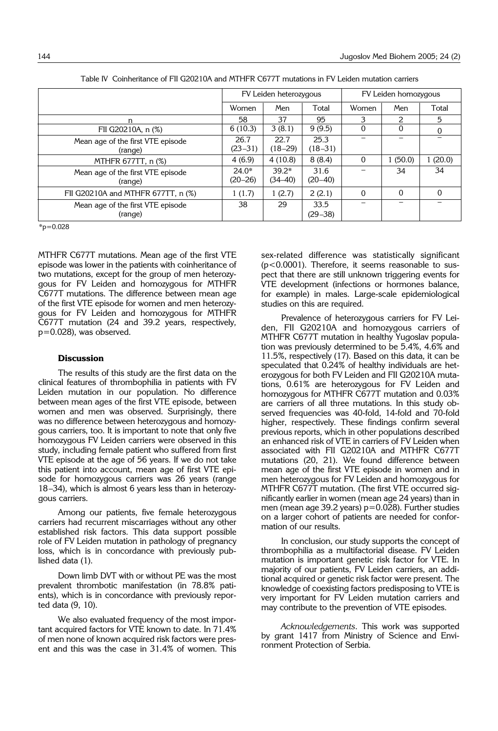Table IV Coinheritance of FII G20210A and MTHFR C677T mutations in FV Leiden mutation carriers

| | FV Leiden heterozygous | | | FV Leiden homozygous | | |
|---|---|---|---|---|---|---|
| | Women | Men | Total | Women | Men | Total |
| n | 58 | 37 | 95 | 3 | 2 | 5 |
| FII G20210A, n (%) | 6 (10.3) | 3 (8.1) | 9 (9.5) | 0 | 0 | 0 |
| Mean age of the first VTE episode (range) | 26.7 (23–31) | 22.7 (18–29) | 25.3 (18–31) | – | – | – |
| MTHFR 677TT, n (%) | 4 (6.9) | 4 (10.8) | 8 (8.4) | 0 | 1 (50.0) | 1 (20.0) |
| Mean age of the first VTE episode (range) | 24.0* (20–26) | 39.2* (34–40) | 31.6 (20–40) | – | 34 | 34 |
| FII G20210A and MTHFR 677TT, n (%) | 1 (1.7) | 1 (2.7) | 2 (2.1) | 0 | 0 | 0 |
| Mean age of the first VTE episode (range) | 38 | 29 | 33.5 (29–38) | – | – | – |

*p=0.028

MTHFR C677T mutations. Mean age of the first VTE episode was lower in the patients with coinheritance of two mutations, except for the group of men heterozygous for FV Leiden and homozygous for MTHFR C677T mutations. The difference between mean age of the first VTE episode for women and men heterozygous for FV Leiden and homozygous for MTHFR C677T mutation (24 and 39.2 years, respectively, p=0.028), was observed.

### Discussion

The results of this study are the first data on the clinical features of thrombophilia in patients with FV Leiden mutation in our population. No difference between mean ages of the first VTE episode, between women and men was observed. Surprisingly, there was no difference between heterozygous and homozygous carriers, too. It is important to note that only five homozygous FV Leiden carriers were observed in this study, including female patient who suffered from first VTE episode at the age of 56 years. If we do not take this patient into account, mean age of first VTE episode for homozygous carriers was 26 years (range 18–34), which is almost 6 years less than in heterozygous carriers.

Among our patients, five female heterozygous carriers had recurrent miscarriages without any other established risk factors. This data support possible role of FV Leiden mutation in pathology of pregnancy loss, which is in concordance with previously published data (1).

Down limb DVT with or without PE was the most prevalent thrombotic manifestation (in 78.8% patients), which is in concordance with previously reported data (9, 10).

We also evaluated frequency of the most important acquired factors for VTE known to date. In 71.4% of men none of known acquired risk factors were present and this was the case in 31.4% of women. This sex-related difference was statistically significant (p<0.0001). Therefore, it seems reasonable to suspect that there are still unknown triggering events for VTE development (infections or hormones balance, for example) in males. Large-scale epidemiological studies on this are required.

Prevalence of heterozygous carriers for FV Leiden, FII G20210A and homozygous carriers of MTHFR C677T mutation in healthy Yugoslav population was previously determined to be 5.4%, 4.6% and 11.5%, respectively (17). Based on this data, it can be speculated that 0.24% of healthy individuals are heterozygous for both FV Leiden and FII G20210A mutations, 0.61% are heterozygous for FV Leiden and homozygous for MTHFR C677T mutation and 0.03% are carriers of all three mutations. In this study observed frequencies was 40-fold, 14-fold and 70-fold higher, respectively. These findings confirm several previous reports, which in other populations described an enhanced risk of VTE in carriers of FV Leiden when associated with FII G20210A and MTHFR C677T mutations (20, 21). We found difference between mean age of the first VTE episode in women and in men heterozygous for FV Leiden and homozygous for MTHFR C677T mutation. (The first VTE occurred significantly earlier in women (mean age 24 years) than in men (mean age 39.2 years) p=0.028). Further studies on a larger cohort of patients are needed for conformation of our results.

In conclusion, our study supports the concept of thrombophilia as a multifactorial disease. FV Leiden mutation is important genetic risk factor for VTE. In majority of our patients, FV Leiden carriers, an additional acquired or genetic risk factor were present. The knowledge of coexisting factors predisposing to VTE is very important for FV Leiden mutation carriers and may contribute to the prevention of VTE episodes.

*Acknowledgements*. This work was supported by grant 1417 from Ministry of Science and Environment Protection of Serbia.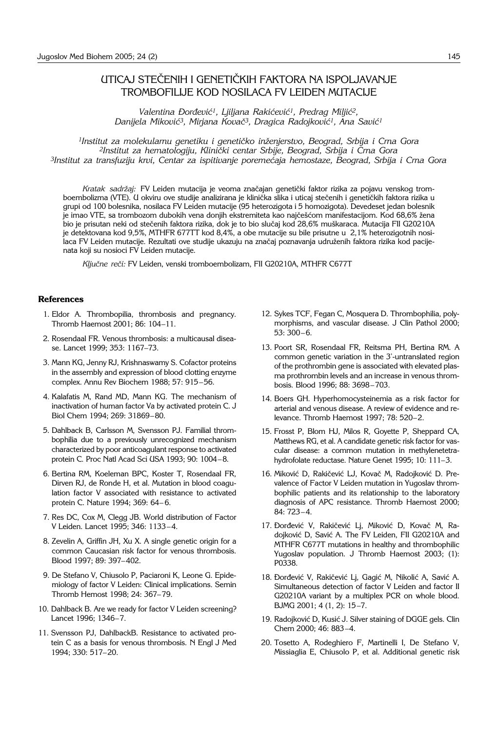# UTICAJ STEČENIH I GENETIČKIH FAKTORA NA ISPOLJAVANJE TROMBOFILIJE KOD NOSILACA FV LEIDEN MUTACIJE

*Valentina Đorđević[1], Ljiljana Rakićević[1], Predrag Miljić[2], Danijela Miković[3], Mirjana Kovač[3], Dragica Radojković[1], Ana Savić[1]*

*[1]Institut za molekularnu genetiku i genetičko inženjerstvo, Beograd, Srbija i Crna Gora*
*[2]Institut za hematologiju, Klinički centar Srbije, Beograd, Srbija i Crna Gora*
*[3]Institut za transfuziju krvi, Centar za ispitivanje poremećaja hemostaze, Beograd, Srbija i Crna Gora*

*Kratak sadržaj:* FV Leiden mutacija je veoma značajan genetički faktor rizika za pojavu venskog tromboembolizma (VTE). U okviru ove studije analizirana je klinička slika i uticaj stečenih i genetičkih faktora rizika u grupi od 100 bolesnika, nosilaca FV Leiden mutacije (95 heterozigota i 5 homozigota). Devedeset jedan bolesnik je imao VTE, sa trombozom dubokih vena donjih ekstremiteta kao najčešćom manifestacijom. Kod 68,6% žena bio je prisutan neki od stečenih faktora rizika, dok je to bio slučaj kod 28,6% muškaraca. Mutacija FII G20210A je detektovana kod 9,5%, MTHFR 677TT kod 8,4%, a obe mutacije su bile prisutne u 2,1% heterozigotnih nosilaca FV Leiden mutacije. Rezultati ove studije ukazuju na značaj poznavanja udruženih faktora rizika kod pacijenata koji su nosioci FV Leiden mutacije.

*Ključne reči:* FV Leiden, venski tromboembolizam, FII G20210A, MTHFR C677T

## References

1. Eldor A. Thrombopilia, thrombosis and pregnancy. Thromb Haemost 2001; 86: 104–11.
2. Rosendaal FR. Venous thrombosis: a multicausal disease. Lancet 1999; 353: 1167–73.
3. Mann KG, Jenny RJ, Krishnaswamy S. Cofactor proteins in the assembly and expression of blood clotting enzyme complex. Annu Rev Biochem 1988; 57: 915–56.
4. Kalafatis M, Rand MD, Mann KG. The mechanism of inactivation of human factor Va by activated protein C. J Biol Chem 1994; 269: 31869–80.
5. Dahlback B, Carlsson M, Svensson PJ. Familial thrombophilia due to a previously unrecognized mechanism characterized by poor anticoagulant response to activated protein C. Proc Natl Acad Sci USA 1993; 90: 1004–8.
6. Bertina RM, Koeleman BPC, Koster T, Rosendaal FR, Dirven RJ, de Ronde H, et al. Mutation in blood coagulation factor V associated with resistance to activated protein C. Nature 1994; 369: 64–6.
7. Res DC, Cox M, Clegg JB. World distribution of Factor V Leiden. Lancet 1995; 346: 1133–4.
8. Zevelin A, Griffin JH, Xu X. A single genetic origin for a common Caucasian risk factor for venous thrombosis. Blood 1997; 89: 397–402.
9. De Stefano V, Chiusolo P, Paciaroni K, Leone G. Epidemiology of factor V Leiden: Clinical implications. Semin Thromb Hemost 1998; 24: 367–79.
10. Dahlback B. Are we ready for factor V Leiden screening? Lancet 1996; 1346–7.
11. Svensson PJ, DahlbackB. Resistance to activated protein C as a basis for venous thrombosis. N Engl J Med 1994; 330: 517–20.
12. Sykes TCF, Fegan C, Mosquera D. Thrombophilia, polymorphisms, and vascular disease. J Clin Pathol 2000; 53: 300–6.
13. Poort SR, Rosendaal FR, Reitsma PH, Bertina RM. A common genetic variation in the 3'-untranslated region of the prothrombin gene is associated with elevated plasma prothrombin levels and an increase in venous thrombosis. Blood 1996; 88: 3698–703.
14. Boers GH. Hyperhomocysteinemia as a risk factor for arterial and venous disease. A review of evidence and relevance. Thromb Haemost 1997; 78: 520–2.
15. Frosst P, Blom HJ, Milos R, Goyette P, Sheppard CA, Matthews RG, et al. A candidate genetic risk factor for vascular disease: a common mutation in methylenetetrahydrofolate reductase. Nature Genet 1995; 10: 111–3.
16. Miković D, Rakičević LJ, Kovač M, Radojković D. Prevalence of Factor V Leiden mutation in Yugoslav thrombophilic patients and its relationship to the laboratory diagnosis of APC resistance. Thromb Haemost 2000; 84: 723–4.
17. Đorđević V, Rakičević Lj, Miković D, Kovač M, Radojković D, Savić A. The FV Leiden, FII G20210A and MTHFR C677T mutations in healthy and thrombophilic Yugoslav population. J Thromb Haemost 2003; (1): P0338.
18. Đorđević V, Rakičević Lj, Gagić M, Nikolić A, Savić A. Simultaneous detection of factor V Leiden and factor II G20210A variant by a multiplex PCR on whole blood. BJMG 2001; 4 (1, 2): 15–7.
19. Radojković D, Kusić J. Silver staining of DGGE gels. Clin Chem 2000; 46: 883–4.
20. Tosetto A, Rodeghiero F, Martinelli I, De Stefano V, Missiaglia E, Chiusolo P, et al. Additional genetic risk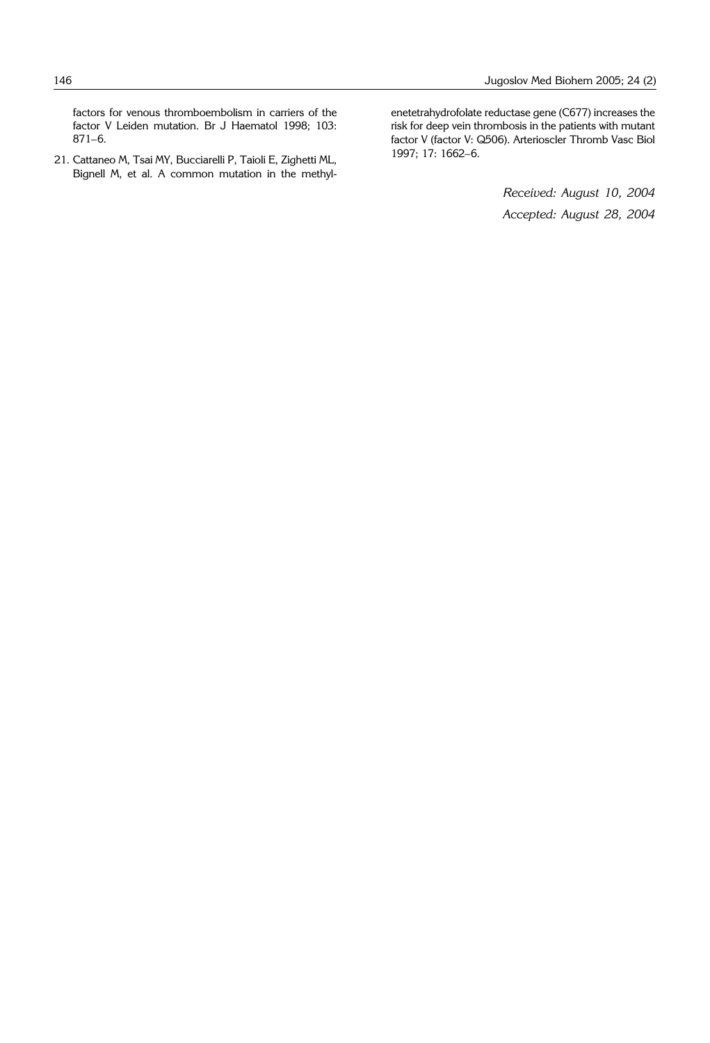factors for venous thromboembolism in carriers of the factor V Leiden mutation. Br J Haematol 1998; 103: 871–6.

21. Cattaneo M, Tsai MY, Bucciarelli P, Taioli E, Zighetti ML, Bignell M, et al. A common mutation in the methylenetetrahydrofolate reductase gene (C677) increases the risk for deep vein thrombosis in the patients with mutant factor V (factor V: Q506). Arterioscler Thromb Vasc Biol 1997; 17: 1662–6.

*Received: August 10, 2004*

*Accepted: August 28, 2004*